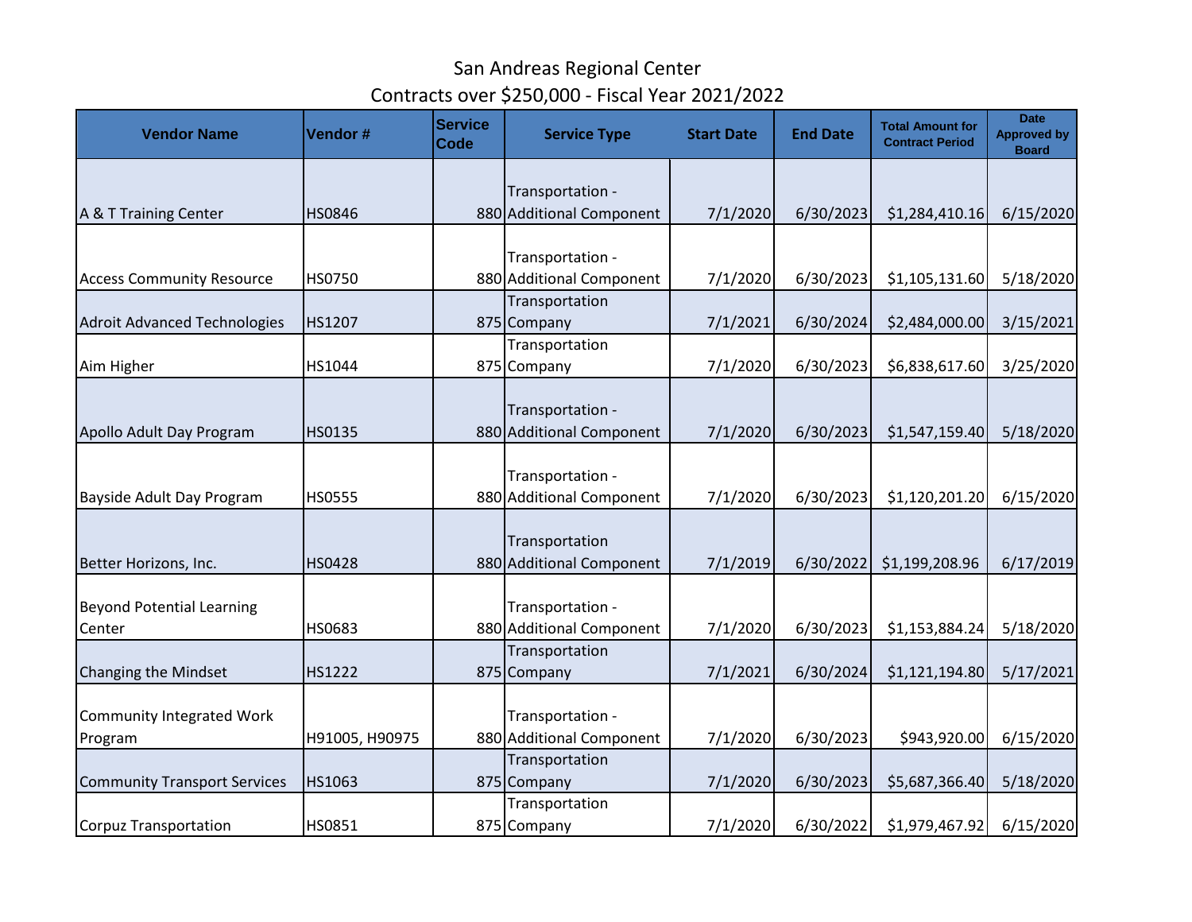# San Andreas Regional Center

## Contracts over $250,000 - Fiscal Year 2021/2022

| Vendor Name | Vendor # | Service Code | Service Type | Start Date | End Date | Total Amount for Contract Period | Date Approved by Board |
|---|---|---|---|---|---|---|---|
| A & T Training Center | HS0846 | 880 | Transportation - Additional Component | 7/1/2020 | 6/30/2023 | $1,284,410.16 | 6/15/2020 |
| Access Community Resource | HS0750 | 880 | Transportation - Additional Component | 7/1/2020 | 6/30/2023 | $1,105,131.60 | 5/18/2020 |
| Adroit Advanced Technologies | HS1207 | 875 | Transportation Company | 7/1/2021 | 6/30/2024 | $2,484,000.00 | 3/15/2021 |
| Aim Higher | HS1044 | 875 | Transportation Company | 7/1/2020 | 6/30/2023 | $6,838,617.60 | 3/25/2020 |
| Apollo Adult Day Program | HS0135 | 880 | Transportation - Additional Component | 7/1/2020 | 6/30/2023 | $1,547,159.40 | 5/18/2020 |
| Bayside Adult Day Program | HS0555 | 880 | Transportation - Additional Component | 7/1/2020 | 6/30/2023 | $1,120,201.20 | 6/15/2020 |
| Better Horizons, Inc. | HS0428 | 880 | Transportation Additional Component | 7/1/2019 | 6/30/2022 | $1,199,208.96 | 6/17/2019 |
| Beyond Potential Learning Center | HS0683 | 880 | Transportation - Additional Component | 7/1/2020 | 6/30/2023 | $1,153,884.24 | 5/18/2020 |
| Changing the Mindset | HS1222 | 875 | Transportation Company | 7/1/2021 | 6/30/2024 | $1,121,194.80 | 5/17/2021 |
| Community Integrated Work Program | H91005, H90975 | 880 | Transportation - Additional Component | 7/1/2020 | 6/30/2023 | $943,920.00 | 6/15/2020 |
| Community Transport Services | HS1063 | 875 | Transportation Company | 7/1/2020 | 6/30/2023 | $5,687,366.40 | 5/18/2020 |
| Corpuz Transportation | HS0851 | 875 | Transportation Company | 7/1/2020 | 6/30/2022 | $1,979,467.92 | 6/15/2020 |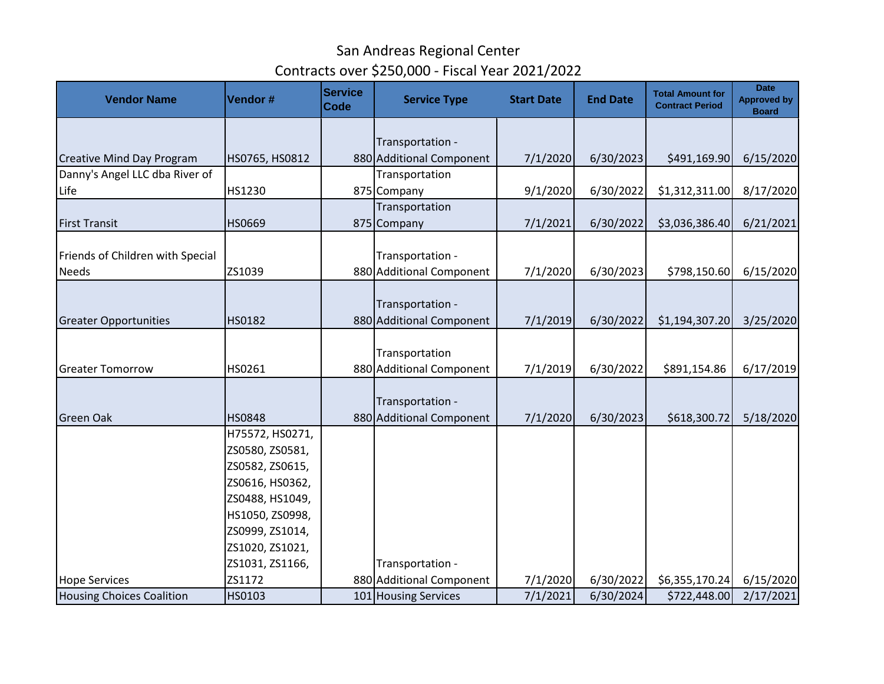# San Andreas Regional Center

## Contracts over $250,000 - Fiscal Year 2021/2022

| Vendor Name | Vendor # | Service Code | Service Type | Start Date | End Date | Total Amount for Contract Period | Date Approved by Board |
|---|---|---|---|---|---|---|---|
| Creative Mind Day Program | HS0765, HS0812 | 880 | Transportation - Additional Component | 7/1/2020 | 6/30/2023 | $491,169.90 | 6/15/2020 |
| Danny's Angel LLC dba River of Life | HS1230 | 875 | Transportation Company | 9/1/2020 | 6/30/2022 | $1,312,311.00 | 8/17/2020 |
| First Transit | HS0669 | 875 | Transportation Company | 7/1/2021 | 6/30/2022 | $3,036,386.40 | 6/21/2021 |
| Friends of Children with Special Needs | ZS1039 | 880 | Transportation - Additional Component | 7/1/2020 | 6/30/2023 | $798,150.60 | 6/15/2020 |
| Greater Opportunities | HS0182 | 880 | Transportation - Additional Component | 7/1/2019 | 6/30/2022 | $1,194,307.20 | 3/25/2020 |
| Greater Tomorrow | HS0261 | 880 | Transportation Additional Component | 7/1/2019 | 6/30/2022 | $891,154.86 | 6/17/2019 |
| Green Oak | HS0848 | 880 | Transportation - Additional Component | 7/1/2020 | 6/30/2023 | $618,300.72 | 5/18/2020 |
| Hope Services | H75572, HS0271, ZS0580, ZS0581, ZS0582, ZS0615, ZS0616, HS0362, ZS0488, HS1049, HS1050, ZS0998, ZS0999, ZS1014, ZS1020, ZS1021, ZS1031, ZS1166, ZS1172 | 880 | Transportation - Additional Component | 7/1/2020 | 6/30/2022 | $6,355,170.24 | 6/15/2020 |
| Housing Choices Coalition | HS0103 | 101 | Housing Services | 7/1/2021 | 6/30/2024 | $722,448.00 | 2/17/2021 |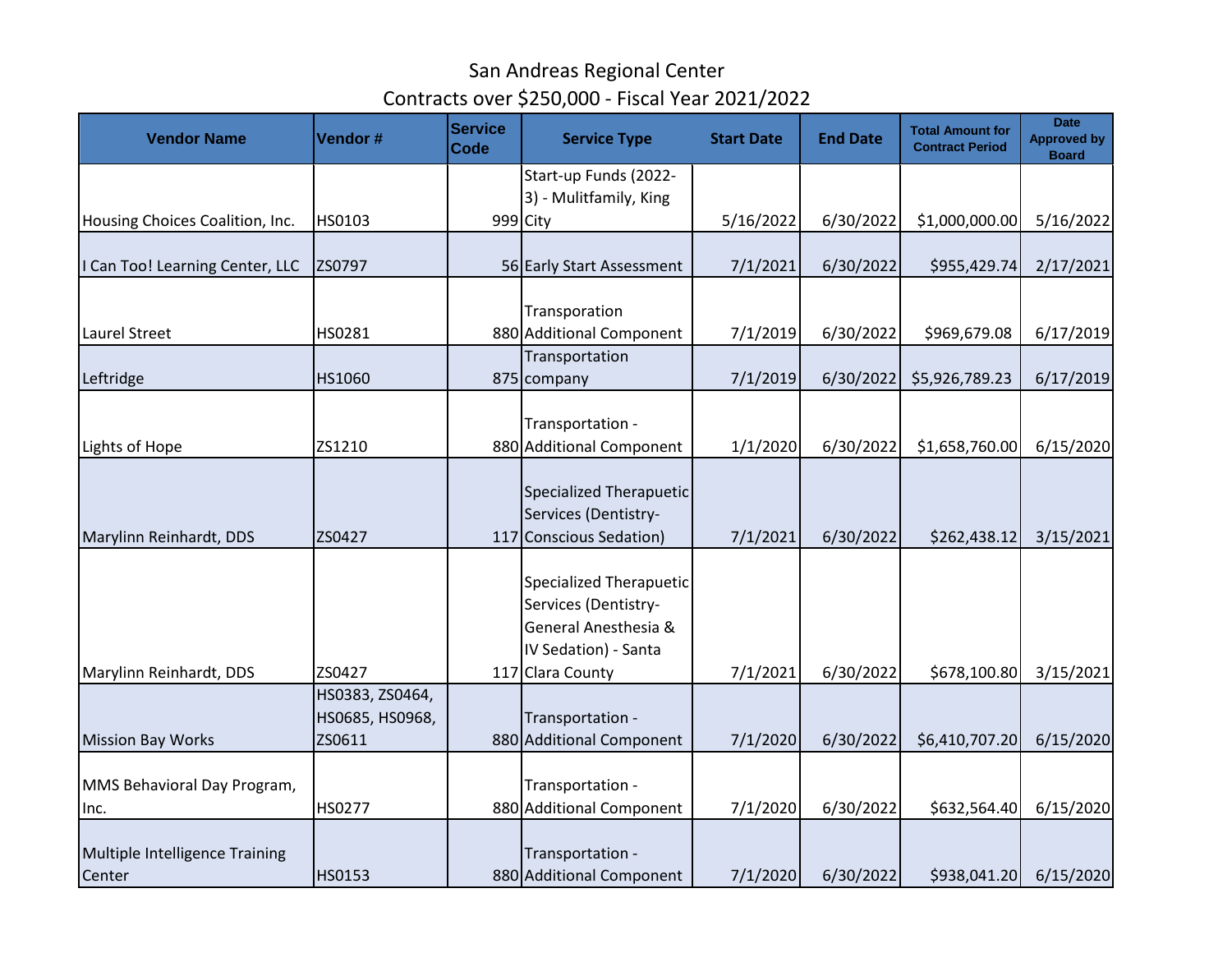# San Andreas Regional Center
## Contracts over $250,000 - Fiscal Year 2021/2022

| Vendor Name | Vendor # | Service Code | Service Type | Start Date | End Date | Total Amount for Contract Period | Date Approved by Board |
|---|---|---|---|---|---|---|---|
| Housing Choices Coalition, Inc. | HS0103 | 999 | Start-up Funds (2022-3) - Mulitfamily, King City | 5/16/2022 | 6/30/2022 | $1,000,000.00 | 5/16/2022 |
| I Can Too! Learning Center, LLC | ZS0797 | 56 | Early Start Assessment | 7/1/2021 | 6/30/2022 | $955,429.74 | 2/17/2021 |
| Laurel Street | HS0281 | 880 | Transporation Additional Component | 7/1/2019 | 6/30/2022 | $969,679.08 | 6/17/2019 |
| Leftridge | HS1060 | 875 | Transportation company | 7/1/2019 | 6/30/2022 | $5,926,789.23 | 6/17/2019 |
| Lights of Hope | ZS1210 | 880 | Transportation - Additional Component | 1/1/2020 | 6/30/2022 | $1,658,760.00 | 6/15/2020 |
| Marylinn Reinhardt, DDS | ZS0427 | 117 | Specialized Therapuetic Services (Dentistry-Conscious Sedation) | 7/1/2021 | 6/30/2022 | $262,438.12 | 3/15/2021 |
| Marylinn Reinhardt, DDS | ZS0427 | 117 | Specialized Therapuetic Services (Dentistry-General Anesthesia & IV Sedation) - Santa Clara County | 7/1/2021 | 6/30/2022 | $678,100.80 | 3/15/2021 |
| Mission Bay Works | HS0383, ZS0464, HS0685, HS0968, ZS0611 | 880 | Transportation - Additional Component | 7/1/2020 | 6/30/2022 | $6,410,707.20 | 6/15/2020 |
| MMS Behavioral Day Program, Inc. | HS0277 | 880 | Transportation - Additional Component | 7/1/2020 | 6/30/2022 | $632,564.40 | 6/15/2020 |
| Multiple Intelligence Training Center | HS0153 | 880 | Transportation - Additional Component | 7/1/2020 | 6/30/2022 | $938,041.20 | 6/15/2020 |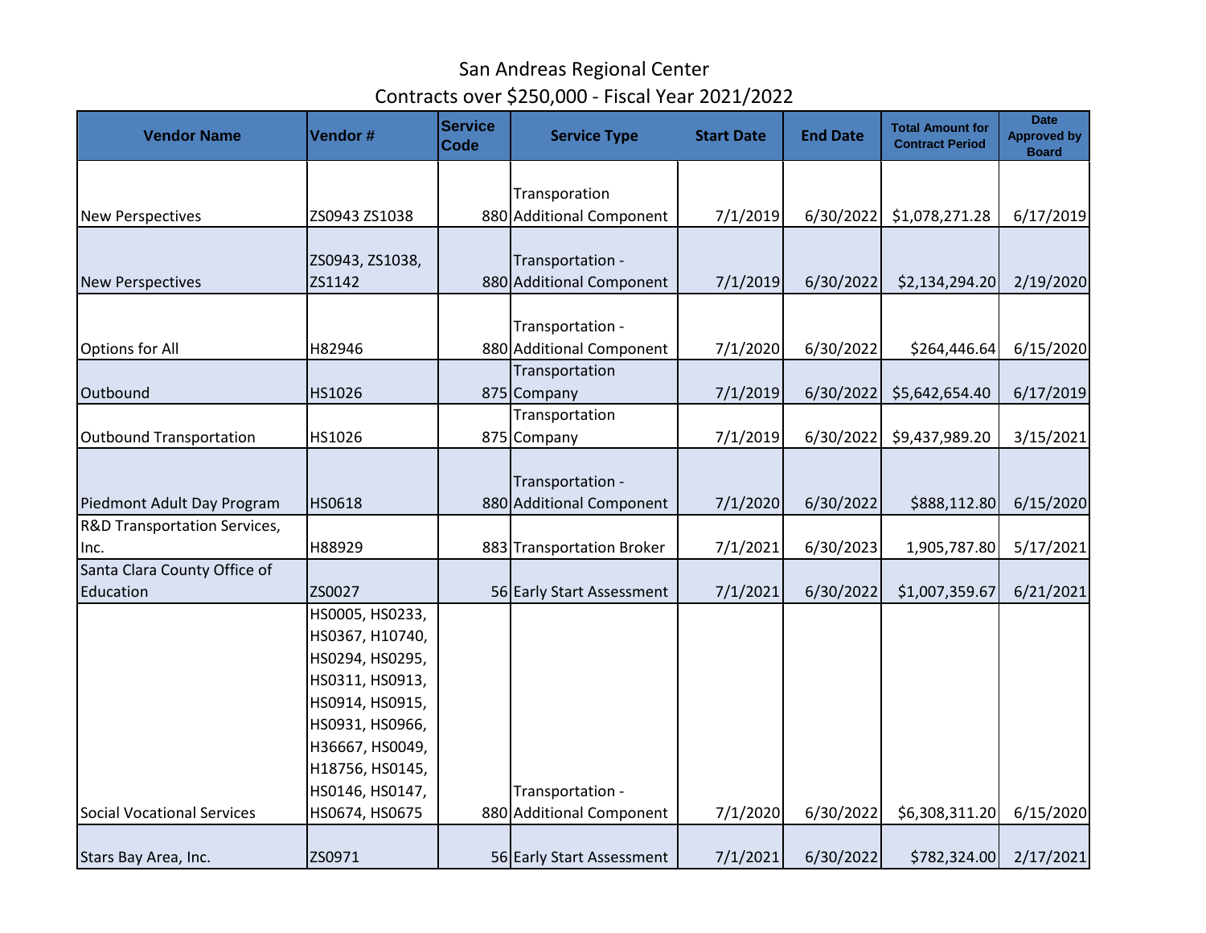# San Andreas Regional Center
## Contracts over $250,000 - Fiscal Year 2021/2022

| Vendor Name | Vendor # | Service Code | Service Type | Start Date | End Date | Total Amount for Contract Period | Date Approved by Board |
|---|---|---|---|---|---|---|---|
| New Perspectives | ZS0943 ZS1038 | 880 | Transporation Additional Component | 7/1/2019 | 6/30/2022 | $1,078,271.28 | 6/17/2019 |
| New Perspectives | ZS0943, ZS1038, ZS1142 | 880 | Transportation - Additional Component | 7/1/2019 | 6/30/2022 | $2,134,294.20 | 2/19/2020 |
| Options for All | H82946 | 880 | Transportation - Additional Component | 7/1/2020 | 6/30/2022 | $264,446.64 | 6/15/2020 |
| Outbound | HS1026 | 875 | Transportation Company | 7/1/2019 | 6/30/2022 | $5,642,654.40 | 6/17/2019 |
| Outbound Transportation | HS1026 | 875 | Transportation Company | 7/1/2019 | 6/30/2022 | $9,437,989.20 | 3/15/2021 |
| Piedmont Adult Day Program | HS0618 | 880 | Transportation - Additional Component | 7/1/2020 | 6/30/2022 | $888,112.80 | 6/15/2020 |
| R&D Transportation Services, Inc. | H88929 | 883 | Transportation Broker | 7/1/2021 | 6/30/2023 | 1,905,787.80 | 5/17/2021 |
| Santa Clara County Office of Education | ZS0027 | 56 | Early Start Assessment | 7/1/2021 | 6/30/2022 | $1,007,359.67 | 6/21/2021 |
| Social Vocational Services | HS0005, HS0233, HS0367, H10740, HS0294, HS0295, HS0311, HS0913, HS0914, HS0915, HS0931, HS0966, H36667, HS0049, H18756, HS0145, HS0146, HS0147, HS0674, HS0675 | 880 | Transportation - Additional Component | 7/1/2020 | 6/30/2022 | $6,308,311.20 | 6/15/2020 |
| Stars Bay Area, Inc. | ZS0971 | 56 | Early Start Assessment | 7/1/2021 | 6/30/2022 | $782,324.00 | 2/17/2021 |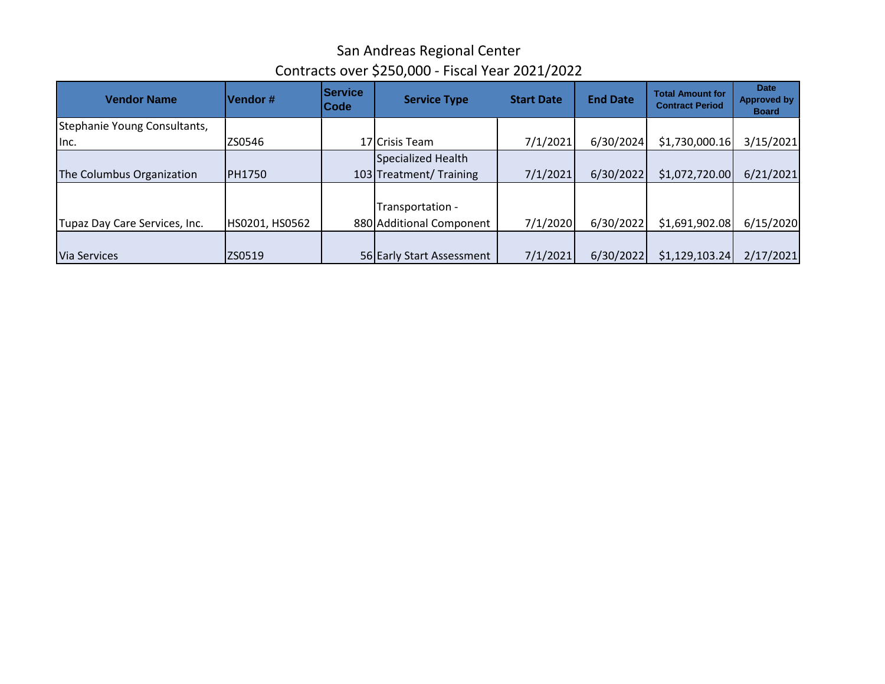# San Andreas Regional Center

## Contracts over $250,000 - Fiscal Year 2021/2022

| Vendor Name | Vendor # | Service Code | Service Type | Start Date | End Date | Total Amount for Contract Period | Date Approved by Board |
|---|---|---|---|---|---|---|---|
| Stephanie Young Consultants, Inc. | ZS0546 | 17 | Crisis Team | 7/1/2021 | 6/30/2024 | $1,730,000.16 | 3/15/2021 |
| The Columbus Organization | PH1750 | 103 | Specialized Health Treatment/ Training | 7/1/2021 | 6/30/2022 | $1,072,720.00 | 6/21/2021 |
| Tupaz Day Care Services, Inc. | HS0201, HS0562 | 880 | Transportation - Additional Component | 7/1/2020 | 6/30/2022 | $1,691,902.08 | 6/15/2020 |
| Via Services | ZS0519 | 56 | Early Start Assessment | 7/1/2021 | 6/30/2022 | $1,129,103.24 | 2/17/2021 |